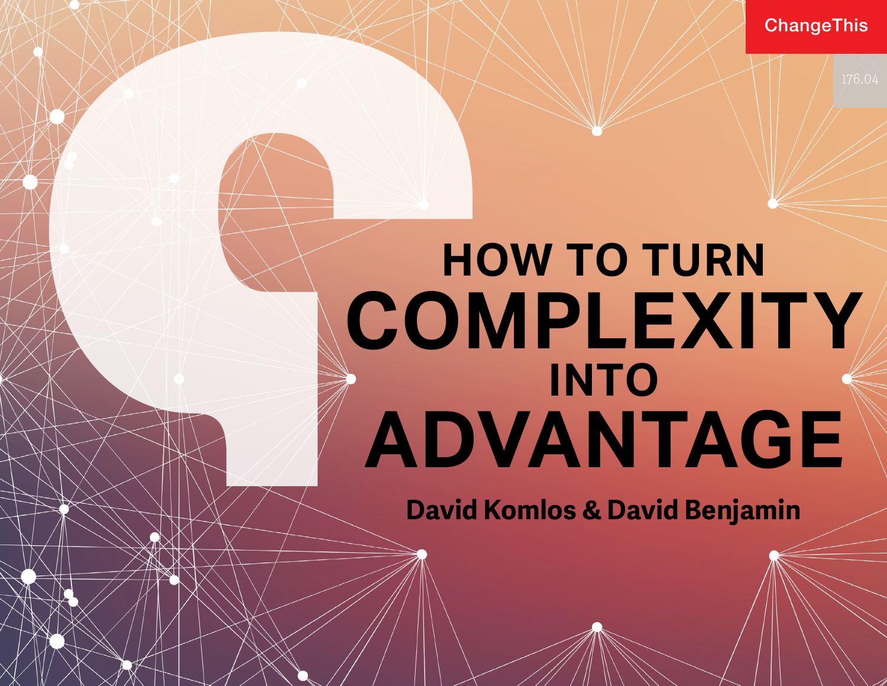ChangeThis

176.04

# HOW TO TURN COMPLEXITY INTO ADVANTAGE

**David Komlos & David Benjamin**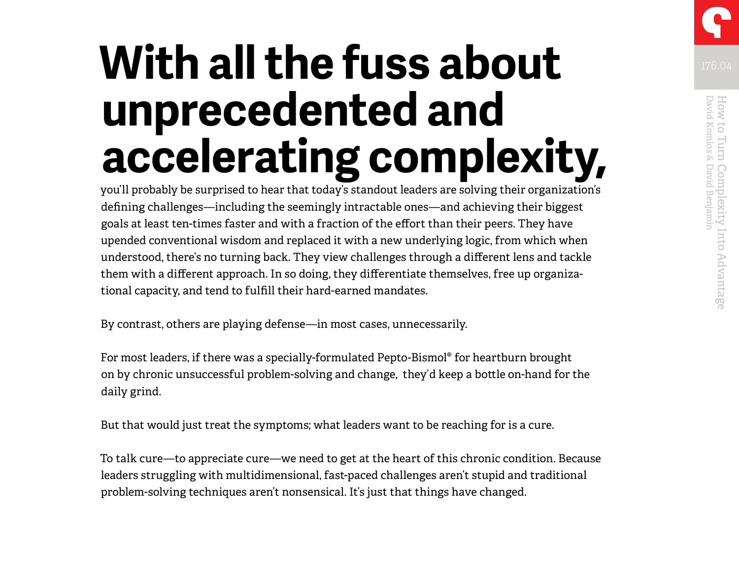# With all the fuss about unprecedented and accelerating complexity,

you'll probably be surprised to hear that today's standout leaders are solving their organization's defining challenges—including the seemingly intractable ones—and achieving their biggest goals at least ten-times faster and with a fraction of the effort than their peers. They have upended conventional wisdom and replaced it with a new underlying logic, from which when understood, there's no turning back. They view challenges through a different lens and tackle them with a different approach. In so doing, they differentiate themselves, free up organizational capacity, and tend to fulfill their hard-earned mandates.

By contrast, others are playing defense—in most cases, unnecessarily.

For most leaders, if there was a specially-formulated Pepto-Bismol® for heartburn brought on by chronic unsuccessful problem-solving and change, they'd keep a bottle on-hand for the daily grind.

But that would just treat the symptoms; what leaders want to be reaching for is a cure.

To talk cure—to appreciate cure—we need to get at the heart of this chronic condition. Because leaders struggling with multidimensional, fast-paced challenges aren't stupid and traditional problem-solving techniques aren't nonsensical. It's just that things have changed.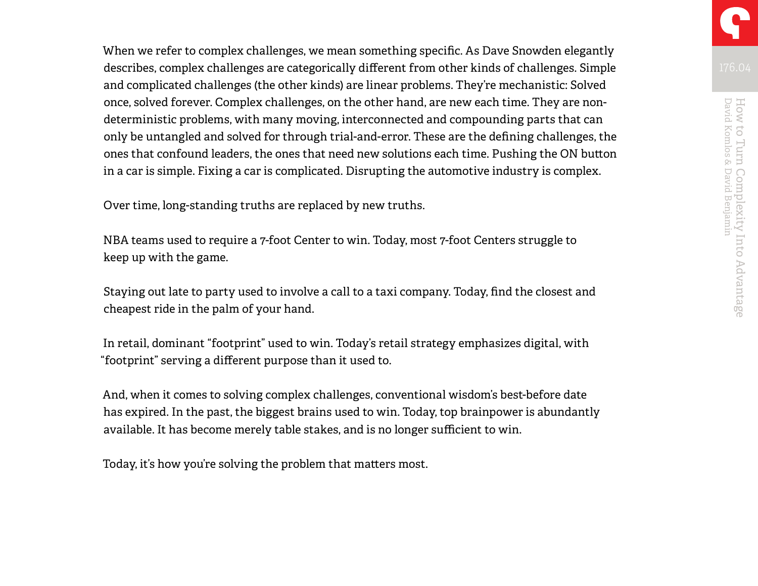When we refer to complex challenges, we mean something specific. As Dave Snowden elegantly describes, complex challenges are categorically different from other kinds of challenges. Simple and complicated challenges (the other kinds) are linear problems. They're mechanistic: Solved once, solved forever. Complex challenges, on the other hand, are new each time. They are non-deterministic problems, with many moving, interconnected and compounding parts that can only be untangled and solved for through trial-and-error. These are the defining challenges, the ones that confound leaders, the ones that need new solutions each time. Pushing the ON button in a car is simple. Fixing a car is complicated. Disrupting the automotive industry is complex.

Over time, long-standing truths are replaced by new truths.

NBA teams used to require a 7-foot Center to win. Today, most 7-foot Centers struggle to keep up with the game.

Staying out late to party used to involve a call to a taxi company. Today, find the closest and cheapest ride in the palm of your hand.

In retail, dominant "footprint" used to win. Today's retail strategy emphasizes digital, with "footprint" serving a different purpose than it used to.

And, when it comes to solving complex challenges, conventional wisdom's best-before date has expired. In the past, the biggest brains used to win. Today, top brainpower is abundantly available. It has become merely table stakes, and is no longer sufficient to win.

Today, it's how you're solving the problem that matters most.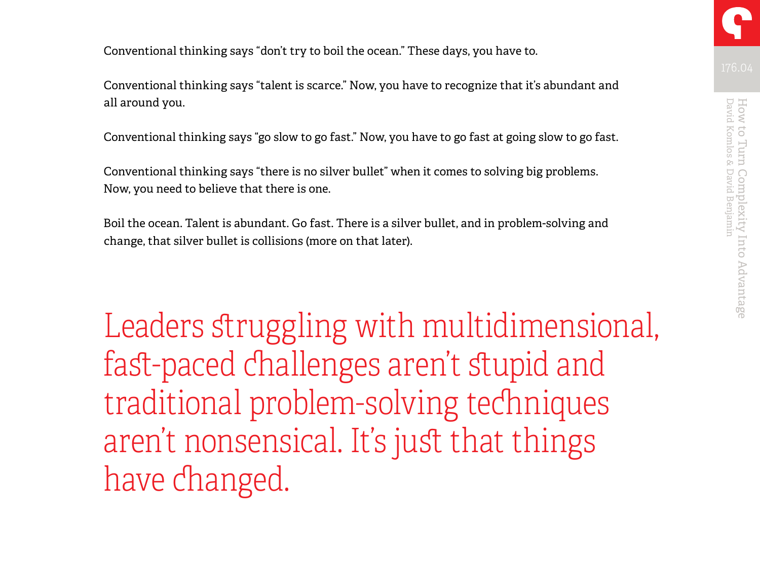Conventional thinking says "don't try to boil the ocean." These days, you have to.

Conventional thinking says "talent is scarce." Now, you have to recognize that it's abundant and all around you.

Conventional thinking says "go slow to go fast." Now, you have to go fast at going slow to go fast.

Conventional thinking says "there is no silver bullet" when it comes to solving big problems. Now, you need to believe that there is one.

Boil the ocean. Talent is abundant. Go fast. There is a silver bullet, and in problem-solving and change, that silver bullet is collisions (more on that later).

> Leaders struggling with multidimensional, fast-paced challenges aren't stupid and traditional problem-solving techniques aren't nonsensical. It's just that things have changed.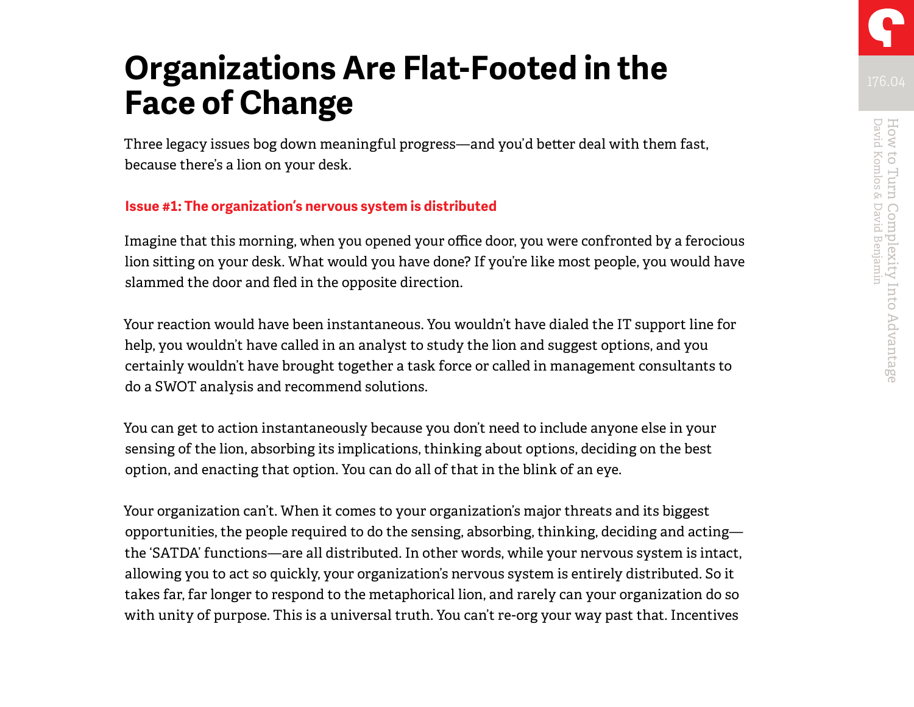# Organizations Are Flat-Footed in the Face of Change

Three legacy issues bog down meaningful progress—and you'd better deal with them fast, because there's a lion on your desk.

**Issue #1: The organization's nervous system is distributed**

Imagine that this morning, when you opened your office door, you were confronted by a ferocious lion sitting on your desk. What would you have done? If you're like most people, you would have slammed the door and fled in the opposite direction.

Your reaction would have been instantaneous. You wouldn't have dialed the IT support line for help, you wouldn't have called in an analyst to study the lion and suggest options, and you certainly wouldn't have brought together a task force or called in management consultants to do a SWOT analysis and recommend solutions.

You can get to action instantaneously because you don't need to include anyone else in your sensing of the lion, absorbing its implications, thinking about options, deciding on the best option, and enacting that option. You can do all of that in the blink of an eye.

Your organization can't. When it comes to your organization's major threats and its biggest opportunities, the people required to do the sensing, absorbing, thinking, deciding and acting—the 'SATDA' functions—are all distributed. In other words, while your nervous system is intact, allowing you to act so quickly, your organization's nervous system is entirely distributed. So it takes far, far longer to respond to the metaphorical lion, and rarely can your organization do so with unity of purpose. This is a universal truth. You can't re-org your way past that. Incentives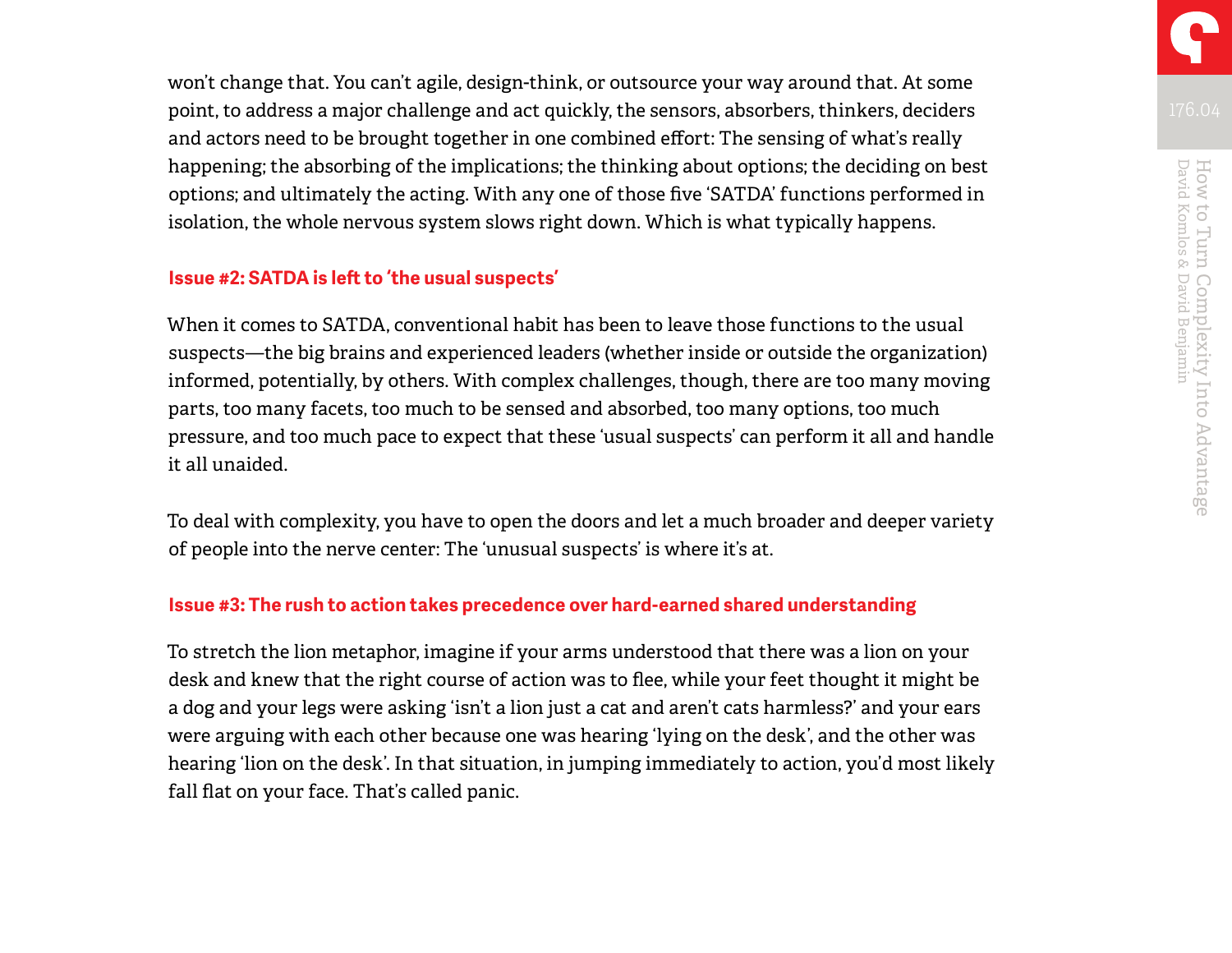won't change that. You can't agile, design-think, or outsource your way around that. At some point, to address a major challenge and act quickly, the sensors, absorbers, thinkers, deciders and actors need to be brought together in one combined effort: The sensing of what's really happening; the absorbing of the implications; the thinking about options; the deciding on best options; and ultimately the acting. With any one of those five 'SATDA' functions performed in isolation, the whole nervous system slows right down. Which is what typically happens.

### Issue #2: SATDA is left to 'the usual suspects'

When it comes to SATDA, conventional habit has been to leave those functions to the usual suspects—the big brains and experienced leaders (whether inside or outside the organization) informed, potentially, by others. With complex challenges, though, there are too many moving parts, too many facets, too much to be sensed and absorbed, too many options, too much pressure, and too much pace to expect that these 'usual suspects' can perform it all and handle it all unaided.

To deal with complexity, you have to open the doors and let a much broader and deeper variety of people into the nerve center: The 'unusual suspects' is where it's at.

### Issue #3: The rush to action takes precedence over hard-earned shared understanding

To stretch the lion metaphor, imagine if your arms understood that there was a lion on your desk and knew that the right course of action was to flee, while your feet thought it might be a dog and your legs were asking 'isn't a lion just a cat and aren't cats harmless?' and your ears were arguing with each other because one was hearing 'lying on the desk', and the other was hearing 'lion on the desk'. In that situation, in jumping immediately to action, you'd most likely fall flat on your face. That's called panic.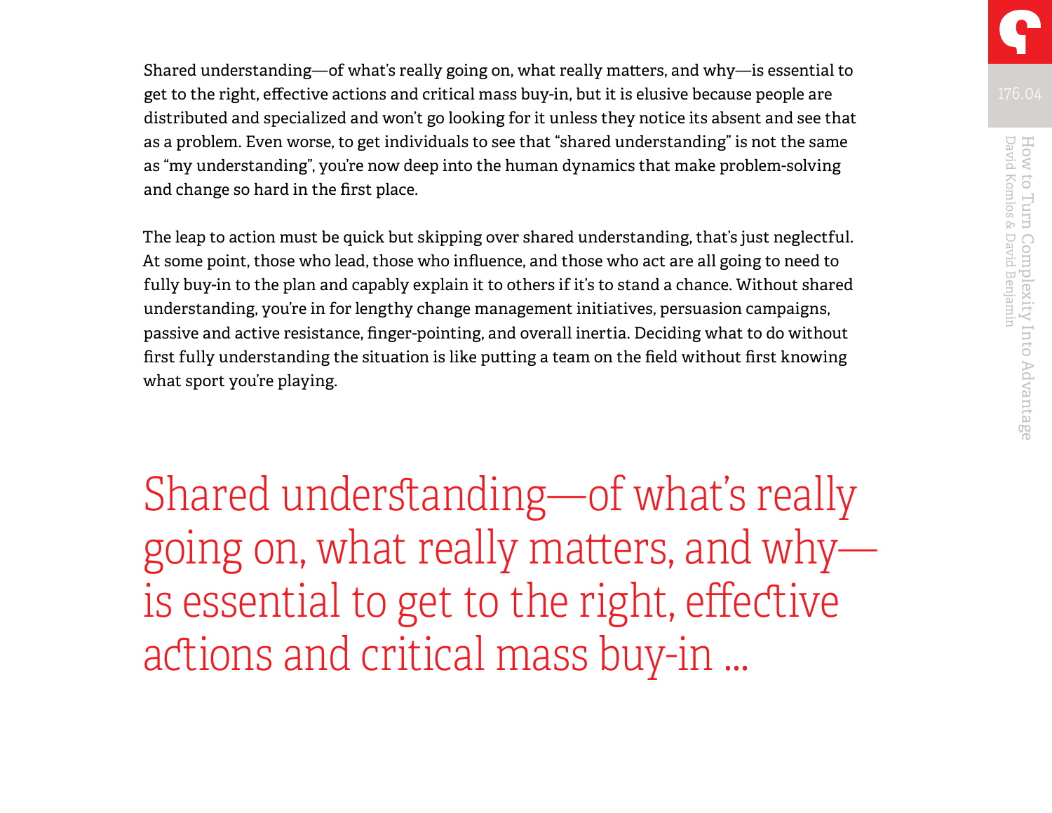Shared understanding—of what's really going on, what really matters, and why—is essential to get to the right, effective actions and critical mass buy-in, but it is elusive because people are distributed and specialized and won't go looking for it unless they notice its absent and see that as a problem. Even worse, to get individuals to see that "shared understanding" is not the same as "my understanding", you're now deep into the human dynamics that make problem-solving and change so hard in the first place.

The leap to action must be quick but skipping over shared understanding, that's just neglectful. At some point, those who lead, those who influence, and those who act are all going to need to fully buy-in to the plan and capably explain it to others if it's to stand a chance. Without shared understanding, you're in for lengthy change management initiatives, persuasion campaigns, passive and active resistance, finger-pointing, and overall inertia. Deciding what to do without first fully understanding the situation is like putting a team on the field without first knowing what sport you're playing.

> Shared understanding—of what's really going on, what really matters, and why—is essential to get to the right, effective actions and critical mass buy-in ...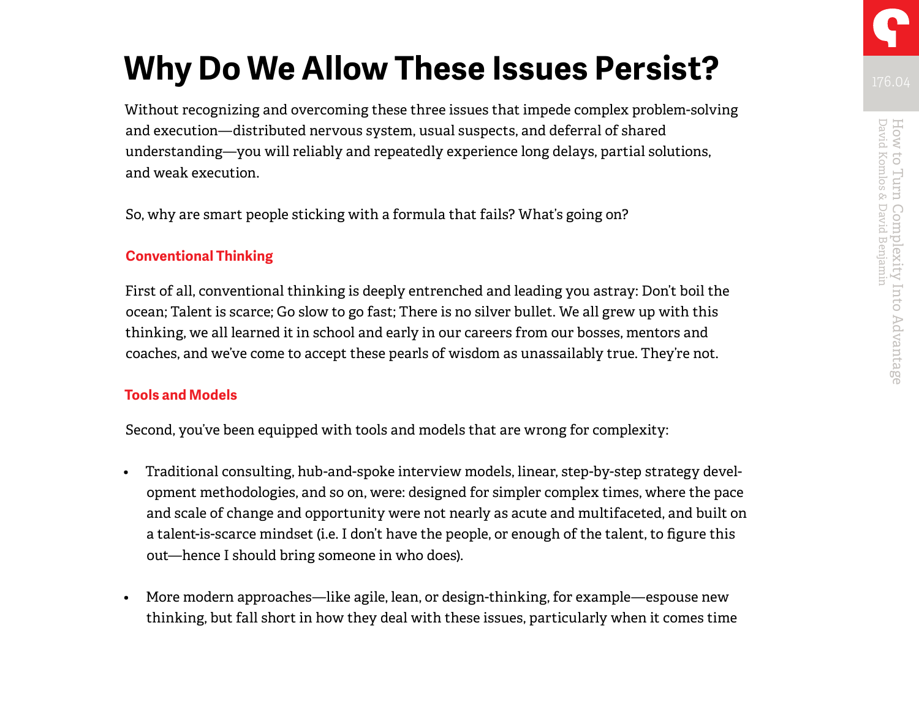# Why Do We Allow These Issues Persist?

Without recognizing and overcoming these three issues that impede complex problem-solving and execution—distributed nervous system, usual suspects, and deferral of shared understanding—you will reliably and repeatedly experience long delays, partial solutions, and weak execution.

So, why are smart people sticking with a formula that fails? What's going on?

### Conventional Thinking

First of all, conventional thinking is deeply entrenched and leading you astray: Don't boil the ocean; Talent is scarce; Go slow to go fast; There is no silver bullet. We all grew up with this thinking, we all learned it in school and early in our careers from our bosses, mentors and coaches, and we've come to accept these pearls of wisdom as unassailably true. They're not.

### Tools and Models

Second, you've been equipped with tools and models that are wrong for complexity:

- Traditional consulting, hub-and-spoke interview models, linear, step-by-step strategy development methodologies, and so on, were: designed for simpler complex times, where the pace and scale of change and opportunity were not nearly as acute and multifaceted, and built on a talent-is-scarce mindset (i.e. I don't have the people, or enough of the talent, to figure this out—hence I should bring someone in who does).
- More modern approaches—like agile, lean, or design-thinking, for example—espouse new thinking, but fall short in how they deal with these issues, particularly when it comes time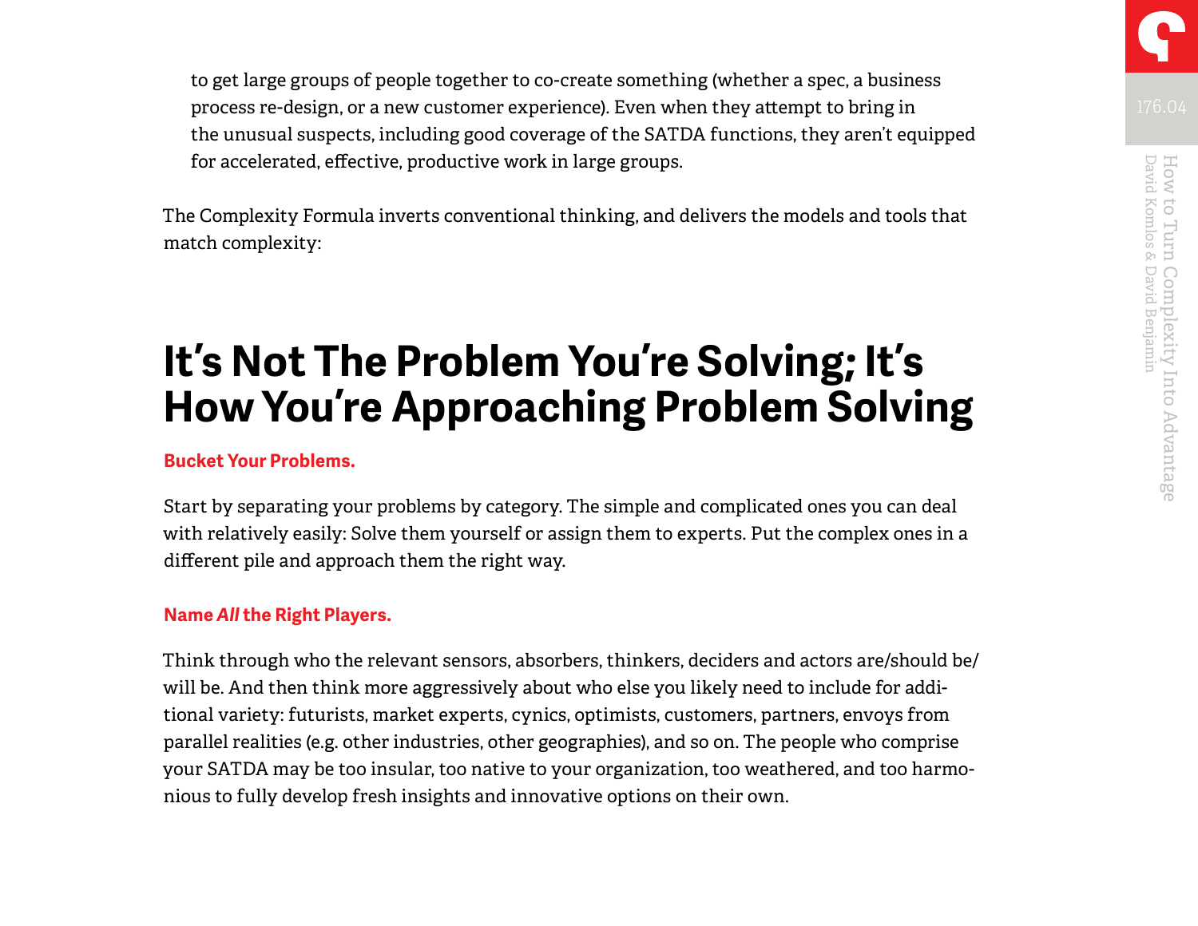to get large groups of people together to co-create something (whether a spec, a business process re-design, or a new customer experience). Even when they attempt to bring in the unusual suspects, including good coverage of the SATDA functions, they aren't equipped for accelerated, effective, productive work in large groups.

The Complexity Formula inverts conventional thinking, and delivers the models and tools that match complexity:

# It's Not The Problem You're Solving; It's How You're Approaching Problem Solving

**Bucket Your Problems.**

Start by separating your problems by category. The simple and complicated ones you can deal with relatively easily: Solve them yourself or assign them to experts. Put the complex ones in a different pile and approach them the right way.

**Name *All* the Right Players.**

Think through who the relevant sensors, absorbers, thinkers, deciders and actors are/should be/will be. And then think more aggressively about who else you likely need to include for additional variety: futurists, market experts, cynics, optimists, customers, partners, envoys from parallel realities (e.g. other industries, other geographies), and so on. The people who comprise your SATDA may be too insular, too native to your organization, too weathered, and too harmonious to fully develop fresh insights and innovative options on their own.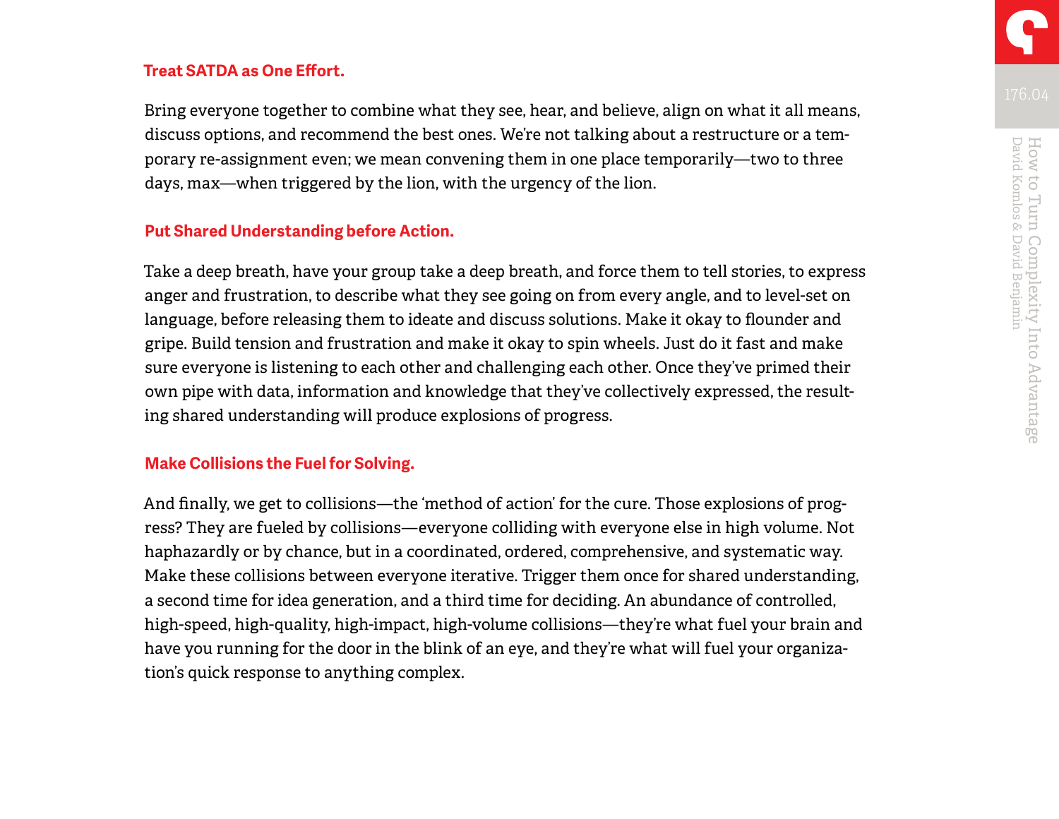### Treat SATDA as One Effort.

Bring everyone together to combine what they see, hear, and believe, align on what it all means, discuss options, and recommend the best ones. We're not talking about a restructure or a temporary re-assignment even; we mean convening them in one place temporarily—two to three days, max—when triggered by the lion, with the urgency of the lion.

### Put Shared Understanding before Action.

Take a deep breath, have your group take a deep breath, and force them to tell stories, to express anger and frustration, to describe what they see going on from every angle, and to level-set on language, before releasing them to ideate and discuss solutions. Make it okay to flounder and gripe. Build tension and frustration and make it okay to spin wheels. Just do it fast and make sure everyone is listening to each other and challenging each other. Once they've primed their own pipe with data, information and knowledge that they've collectively expressed, the resulting shared understanding will produce explosions of progress.

### Make Collisions the Fuel for Solving.

And finally, we get to collisions—the 'method of action' for the cure. Those explosions of progress? They are fueled by collisions—everyone colliding with everyone else in high volume. Not haphazardly or by chance, but in a coordinated, ordered, comprehensive, and systematic way. Make these collisions between everyone iterative. Trigger them once for shared understanding, a second time for idea generation, and a third time for deciding. An abundance of controlled, high-speed, high-quality, high-impact, high-volume collisions—they're what fuel your brain and have you running for the door in the blink of an eye, and they're what will fuel your organization's quick response to anything complex.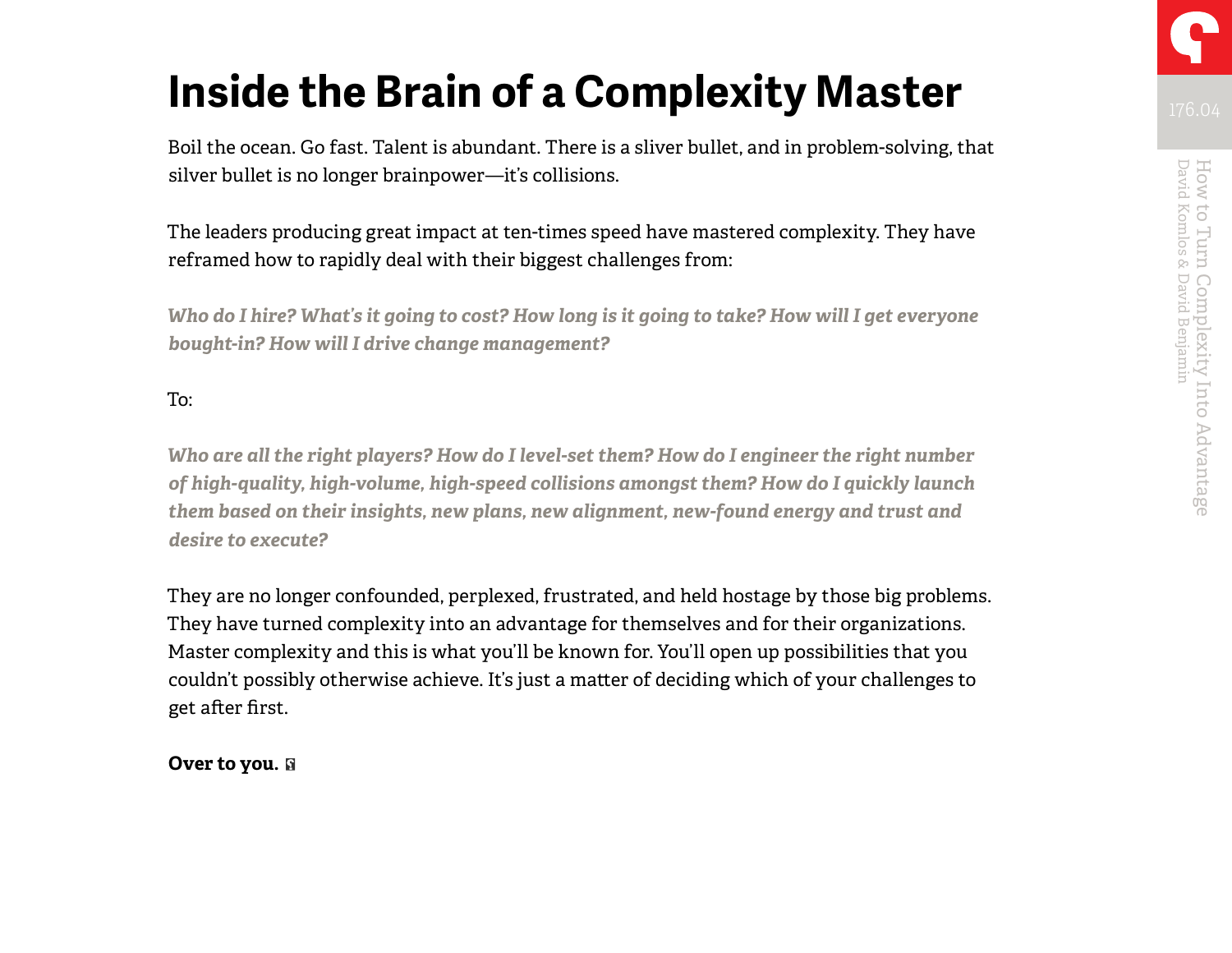# Inside the Brain of a Complexity Master

Boil the ocean. Go fast. Talent is abundant. There is a sliver bullet, and in problem-solving, that silver bullet is no longer brainpower—it's collisions.

The leaders producing great impact at ten-times speed have mastered complexity. They have reframed how to rapidly deal with their biggest challenges from:

***Who do I hire? What's it going to cost? How long is it going to take? How will I get everyone bought-in? How will I drive change management?***

To:

***Who are all the right players? How do I level-set them? How do I engineer the right number of high-quality, high-volume, high-speed collisions amongst them? How do I quickly launch them based on their insights, new plans, new alignment, new-found energy and trust and desire to execute?***

They are no longer confounded, perplexed, frustrated, and held hostage by those big problems. They have turned complexity into an advantage for themselves and for their organizations. Master complexity and this is what you'll be known for. You'll open up possibilities that you couldn't possibly otherwise achieve. It's just a matter of deciding which of your challenges to get after first.

**Over to you.**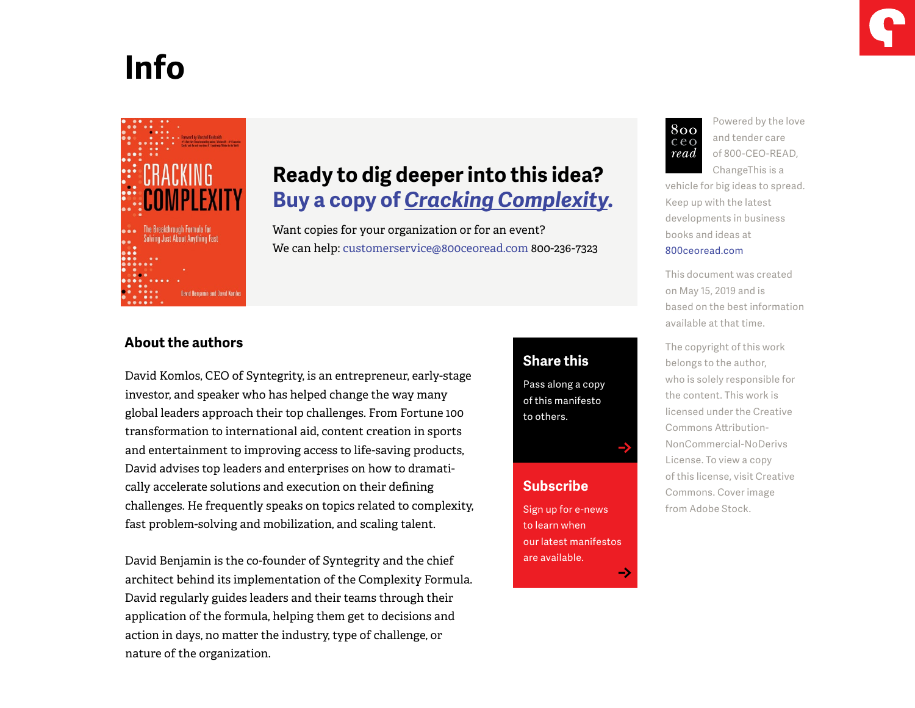# Info

**Ready to dig deeper into this idea?**
**Buy a copy of *Cracking Complexity*.**

Want copies for your organization or for an event?
We can help: customerservice@800ceoread.com 800-236-7323

## About the authors

David Komlos, CEO of Syntegrity, is an entrepreneur, early-stage investor, and speaker who has helped change the way many global leaders approach their top challenges. From Fortune 100 transformation to international aid, content creation in sports and entertainment to improving access to life-saving products, David advises top leaders and enterprises on how to dramatically accelerate solutions and execution on their defining challenges. He frequently speaks on topics related to complexity, fast problem-solving and mobilization, and scaling talent.

David Benjamin is the co-founder of Syntegrity and the chief architect behind its implementation of the Complexity Formula. David regularly guides leaders and their teams through their application of the formula, helping them get to decisions and action in days, no matter the industry, type of challenge, or nature of the organization.

**Share this**

Pass along a copy of this manifesto to others.

**Subscribe**

Sign up for e-news to learn when our latest manifestos are available.

Powered by the love and tender care of 800-CEO-READ, ChangeThis is a vehicle for big ideas to spread. Keep up with the latest developments in business books and ideas at 800ceoread.com

This document was created on May 15, 2019 and is based on the best information available at that time.

The copyright of this work belongs to the author, who is solely responsible for the content. This work is licensed under the Creative Commons Attribution-NonCommercial-NoDerivs License. To view a copy of this license, visit Creative Commons. Cover image from Adobe Stock.